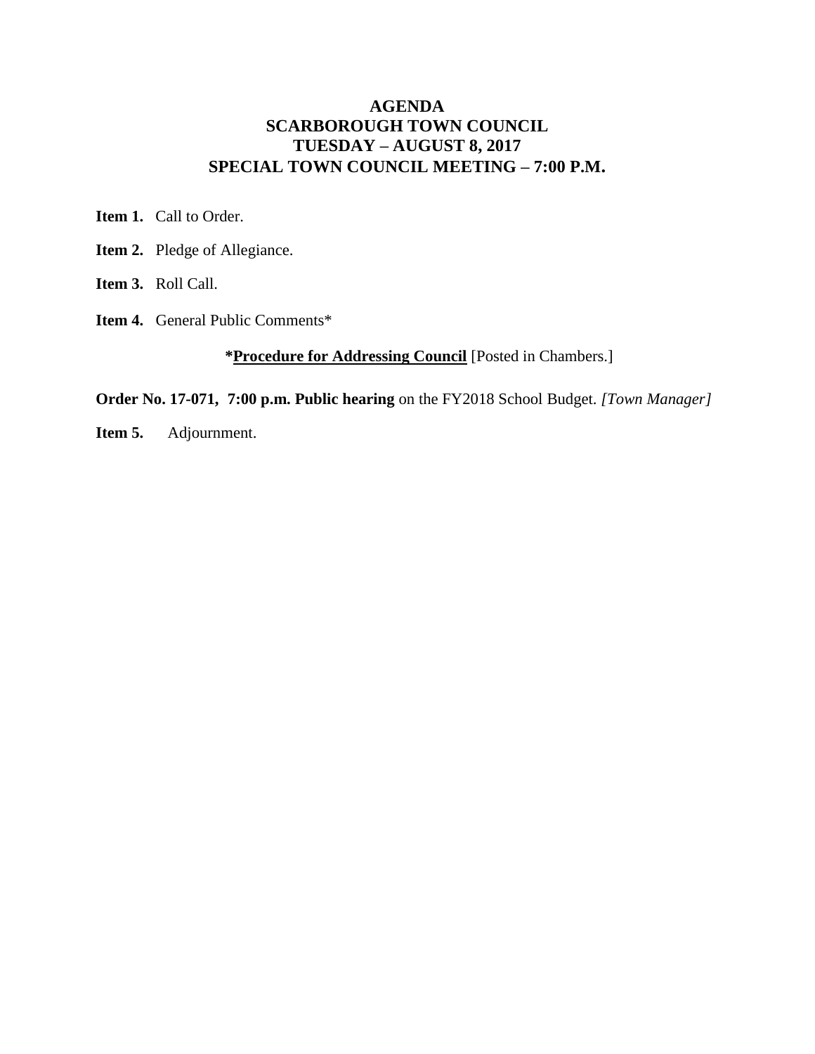# AGENDA
# SCARBOROUGH TOWN COUNCIL
# TUESDAY – AUGUST 8, 2017
# SPECIAL TOWN COUNCIL MEETING – 7:00 P.M.

**Item 1.** Call to Order.

**Item 2.** Pledge of Allegiance.

**Item 3.** Roll Call.

**Item 4.** General Public Comments*

**\*<u>Procedure for Addressing Council</u>** [Posted in Chambers.]

**Order No. 17-071, 7:00 p.m. Public hearing** on the FY2018 School Budget. *[Town Manager]*

**Item 5.** Adjournment.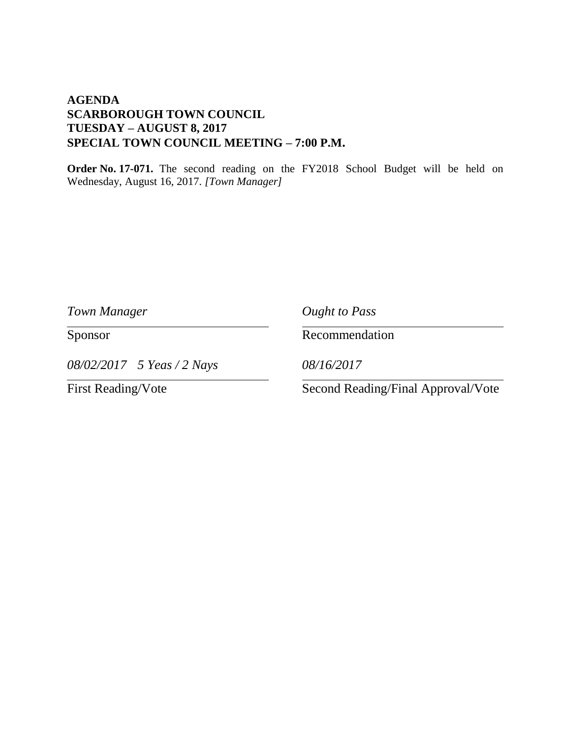**AGENDA**
**SCARBOROUGH TOWN COUNCIL**
**TUESDAY – AUGUST 8, 2017**
**SPECIAL TOWN COUNCIL MEETING – 7:00 P.M.**

**Order No. 17-071.** The second reading on the FY2018 School Budget will be held on Wednesday, August 16, 2017. *[Town Manager]*

| | |
|---|---|
| *Town Manager* | *Ought to Pass* |
| Sponsor | Recommendation |
| *08/02/2017   5 Yeas / 2 Nays* | *08/16/2017* |
| First Reading/Vote | Second Reading/Final Approval/Vote |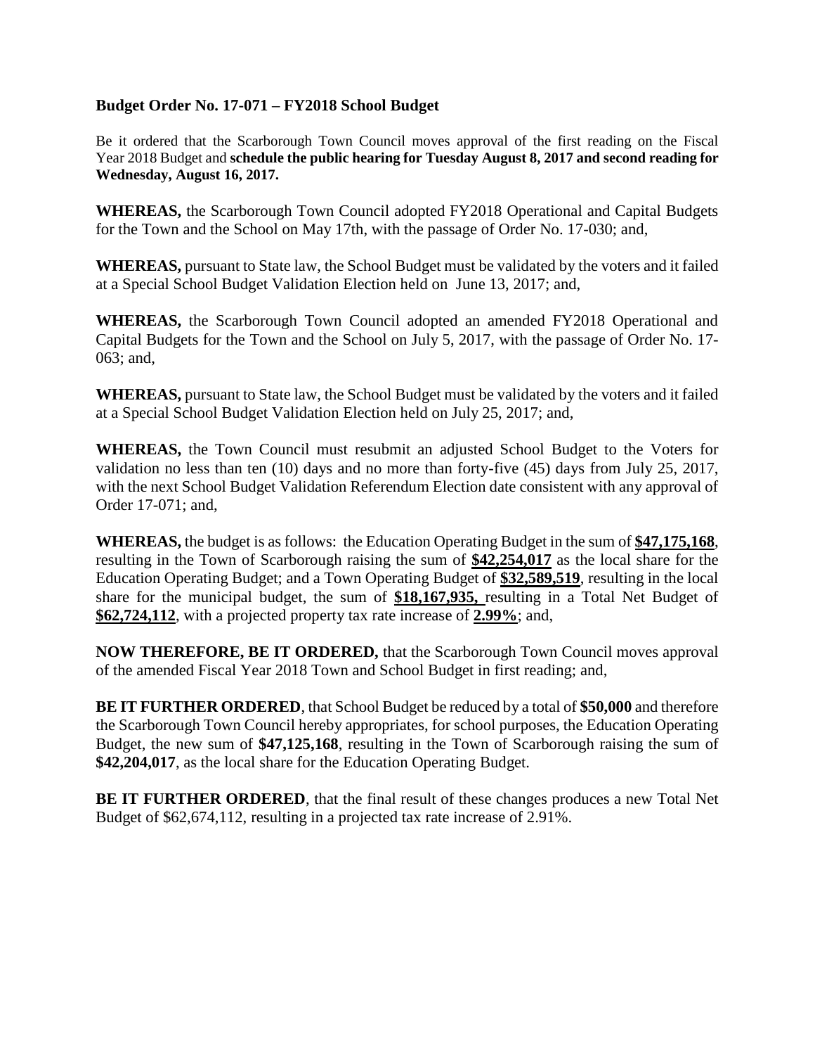### Budget Order No. 17-071 – FY2018 School Budget

Be it ordered that the Scarborough Town Council moves approval of the first reading on the Fiscal Year 2018 Budget and **schedule the public hearing for Tuesday August 8, 2017 and second reading for Wednesday, August 16, 2017.**

**WHEREAS,** the Scarborough Town Council adopted FY2018 Operational and Capital Budgets for the Town and the School on May 17th, with the passage of Order No. 17-030; and,

**WHEREAS,** pursuant to State law, the School Budget must be validated by the voters and it failed at a Special School Budget Validation Election held on June 13, 2017; and,

**WHEREAS,** the Scarborough Town Council adopted an amended FY2018 Operational and Capital Budgets for the Town and the School on July 5, 2017, with the passage of Order No. 17-063; and,

**WHEREAS,** pursuant to State law, the School Budget must be validated by the voters and it failed at a Special School Budget Validation Election held on July 25, 2017; and,

**WHEREAS,** the Town Council must resubmit an adjusted School Budget to the Voters for validation no less than ten (10) days and no more than forty-five (45) days from July 25, 2017, with the next School Budget Validation Referendum Election date consistent with any approval of Order 17-071; and,

**WHEREAS,** the budget is as follows: the Education Operating Budget in the sum of **$47,175,168**, resulting in the Town of Scarborough raising the sum of **$42,254,017** as the local share for the Education Operating Budget; and a Town Operating Budget of **$32,589,519**, resulting in the local share for the municipal budget, the sum of **$18,167,935,** resulting in a Total Net Budget of **$62,724,112**, with a projected property tax rate increase of **2.99%**; and,

**NOW THEREFORE, BE IT ORDERED,** that the Scarborough Town Council moves approval of the amended Fiscal Year 2018 Town and School Budget in first reading; and,

**BE IT FURTHER ORDERED**, that School Budget be reduced by a total of **$50,000** and therefore the Scarborough Town Council hereby appropriates, for school purposes, the Education Operating Budget, the new sum of **$47,125,168**, resulting in the Town of Scarborough raising the sum of **$42,204,017**, as the local share for the Education Operating Budget.

**BE IT FURTHER ORDERED**, that the final result of these changes produces a new Total Net Budget of $62,674,112, resulting in a projected tax rate increase of 2.91%.